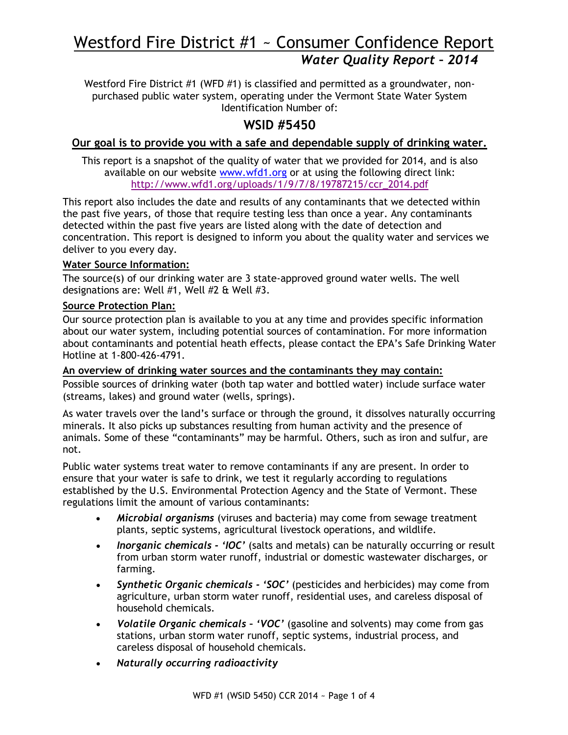# Westford Fire District #1 ~ Consumer Confidence Report

## *Water Quality Report – 2014*

Westford Fire District #1 (WFD #1) is classified and permitted as a groundwater, non-purchased public water system, operating under the Vermont State Water System Identification Number of:

## WSID #5450

**Our goal is to provide you with a safe and dependable supply of drinking water.**

This report is a snapshot of the quality of water that we provided for 2014, and is also available on our website www.wfd1.org or at using the following direct link: http://www.wfd1.org/uploads/1/9/7/8/19787215/ccr_2014.pdf

This report also includes the date and results of any contaminants that we detected within the past five years, of those that require testing less than once a year. Any contaminants detected within the past five years are listed along with the date of detection and concentration. This report is designed to inform you about the quality water and services we deliver to you every day.

**Water Source Information:**

The source(s) of our drinking water are 3 state-approved ground water wells. The well designations are: Well #1, Well #2 & Well #3.

**Source Protection Plan:**

Our source protection plan is available to you at any time and provides specific information about our water system, including potential sources of contamination. For more information about contaminants and potential heath effects, please contact the EPA's Safe Drinking Water Hotline at 1-800-426-4791.

**An overview of drinking water sources and the contaminants they may contain:**

Possible sources of drinking water (both tap water and bottled water) include surface water (streams, lakes) and ground water (wells, springs).

As water travels over the land's surface or through the ground, it dissolves naturally occurring minerals. It also picks up substances resulting from human activity and the presence of animals. Some of these "contaminants" may be harmful. Others, such as iron and sulfur, are not.

Public water systems treat water to remove contaminants if any are present. In order to ensure that your water is safe to drink, we test it regularly according to regulations established by the U.S. Environmental Protection Agency and the State of Vermont. These regulations limit the amount of various contaminants:

- ***Microbial organisms*** (viruses and bacteria) may come from sewage treatment plants, septic systems, agricultural livestock operations, and wildlife.
- ***Inorganic chemicals - 'IOC'*** (salts and metals) can be naturally occurring or result from urban storm water runoff, industrial or domestic wastewater discharges, or farming.
- ***Synthetic Organic chemicals - 'SOC'*** (pesticides and herbicides) may come from agriculture, urban storm water runoff, residential uses, and careless disposal of household chemicals.
- ***Volatile Organic chemicals – 'VOC'*** (gasoline and solvents) may come from gas stations, urban storm water runoff, septic systems, industrial process, and careless disposal of household chemicals.
- ***Naturally occurring radioactivity***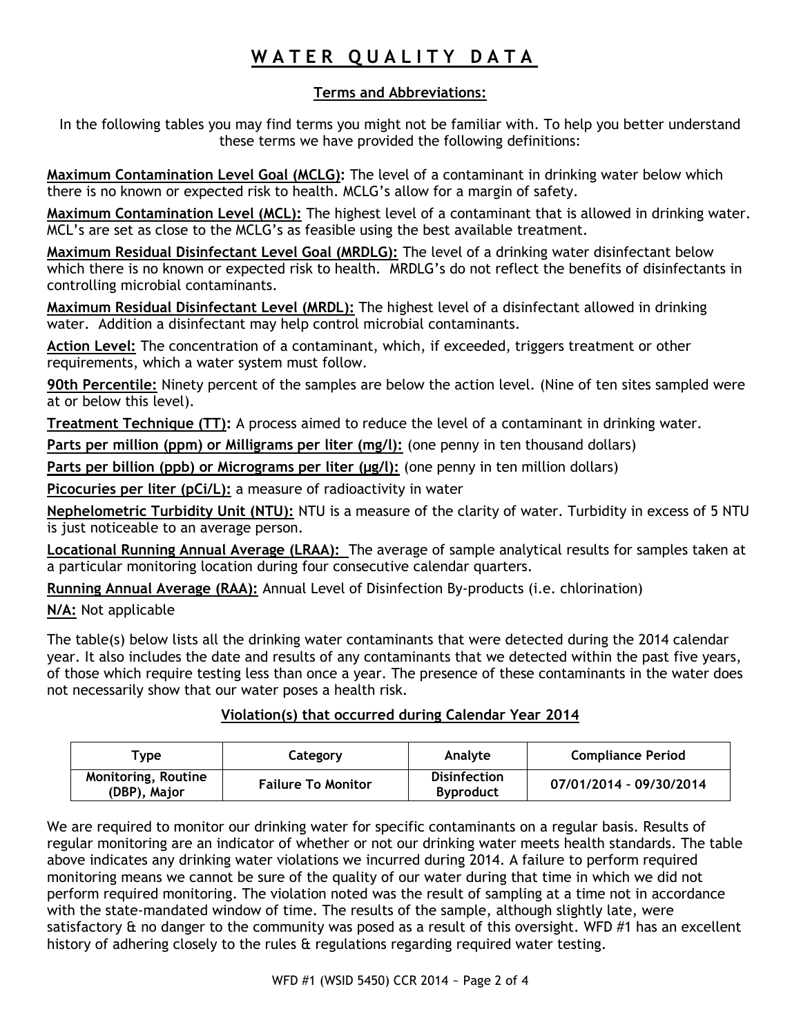# WATER QUALITY DATA

## Terms and Abbreviations:

In the following tables you may find terms you might not be familiar with. To help you better understand these terms we have provided the following definitions:

**Maximum Contamination Level Goal (MCLG):** The level of a contaminant in drinking water below which there is no known or expected risk to health. MCLG's allow for a margin of safety.

**Maximum Contamination Level (MCL):** The highest level of a contaminant that is allowed in drinking water. MCL's are set as close to the MCLG's as feasible using the best available treatment.

**Maximum Residual Disinfectant Level Goal (MRDLG):** The level of a drinking water disinfectant below which there is no known or expected risk to health. MRDLG's do not reflect the benefits of disinfectants in controlling microbial contaminants.

**Maximum Residual Disinfectant Level (MRDL):** The highest level of a disinfectant allowed in drinking water. Addition a disinfectant may help control microbial contaminants.

**Action Level:** The concentration of a contaminant, which, if exceeded, triggers treatment or other requirements, which a water system must follow.

**90th Percentile:** Ninety percent of the samples are below the action level. (Nine of ten sites sampled were at or below this level).

**Treatment Technique (TT):** A process aimed to reduce the level of a contaminant in drinking water.

**Parts per million (ppm) or Milligrams per liter (mg/l):** (one penny in ten thousand dollars)

**Parts per billion (ppb) or Micrograms per liter (µg/l):** (one penny in ten million dollars)

**Picocuries per liter (pCi/L):** a measure of radioactivity in water

**Nephelometric Turbidity Unit (NTU):** NTU is a measure of the clarity of water. Turbidity in excess of 5 NTU is just noticeable to an average person.

**Locational Running Annual Average (LRAA):** The average of sample analytical results for samples taken at a particular monitoring location during four consecutive calendar quarters.

**Running Annual Average (RAA):** Annual Level of Disinfection By-products (i.e. chlorination)

**N/A:** Not applicable

The table(s) below lists all the drinking water contaminants that were detected during the 2014 calendar year. It also includes the date and results of any contaminants that we detected within the past five years, of those which require testing less than once a year. The presence of these contaminants in the water does not necessarily show that our water poses a health risk.

## Violation(s) that occurred during Calendar Year 2014

| Type | Category | Analyte | Compliance Period |
|---|---|---|---|
| Monitoring, Routine (DBP), Major | Failure To Monitor | Disinfection Byproduct | 07/01/2014 – 09/30/2014 |

We are required to monitor our drinking water for specific contaminants on a regular basis. Results of regular monitoring are an indicator of whether or not our drinking water meets health standards. The table above indicates any drinking water violations we incurred during 2014. A failure to perform required monitoring means we cannot be sure of the quality of our water during that time in which we did not perform required monitoring. The violation noted was the result of sampling at a time not in accordance with the state-mandated window of time. The results of the sample, although slightly late, were satisfactory & no danger to the community was posed as a result of this oversight. WFD #1 has an excellent history of adhering closely to the rules & regulations regarding required water testing.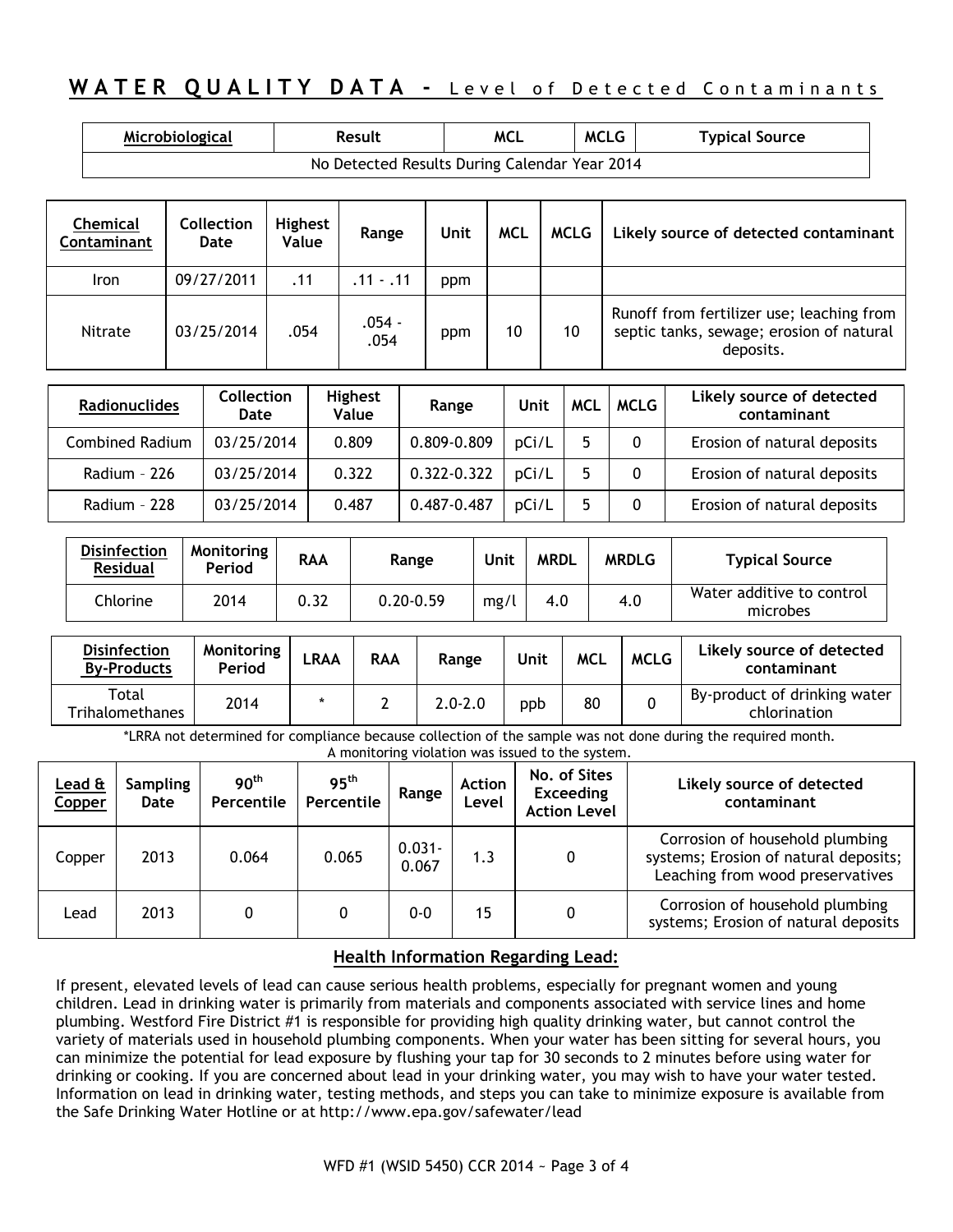## WATER QUALITY DATA - Level of Detected Contaminants

| Microbiological | Result | MCL | MCLG | Typical Source |
|---|---|---|---|---|
| No Detected Results During Calendar Year 2014 | | | | |

| Chemical Contaminant | Collection Date | Highest Value | Range | Unit | MCL | MCLG | Likely source of detected contaminant |
|---|---|---|---|---|---|---|---|
| Iron | 09/27/2011 | .11 | .11 - .11 | ppm | | | |
| Nitrate | 03/25/2014 | .054 | .054 - .054 | ppm | 10 | 10 | Runoff from fertilizer use; leaching from septic tanks, sewage; erosion of natural deposits. |

| Radionuclides | Collection Date | Highest Value | Range | Unit | MCL | MCLG | Likely source of detected contaminant |
|---|---|---|---|---|---|---|---|
| Combined Radium | 03/25/2014 | 0.809 | 0.809-0.809 | pCi/L | 5 | 0 | Erosion of natural deposits |
| Radium – 226 | 03/25/2014 | 0.322 | 0.322-0.322 | pCi/L | 5 | 0 | Erosion of natural deposits |
| Radium – 228 | 03/25/2014 | 0.487 | 0.487-0.487 | pCi/L | 5 | 0 | Erosion of natural deposits |

| Disinfection Residual | Monitoring Period | RAA | Range | Unit | MRDL | MRDLG | Typical Source |
|---|---|---|---|---|---|---|---|
| Chlorine | 2014 | 0.32 | 0.20-0.59 | mg/l | 4.0 | 4.0 | Water additive to control microbes |

| Disinfection By-Products | Monitoring Period | LRAA | RAA | Range | Unit | MCL | MCLG | Likely source of detected contaminant |
|---|---|---|---|---|---|---|---|---|
| Total Trihalomethanes | 2014 | * | 2 | 2.0-2.0 | ppb | 80 | 0 | By-product of drinking water chlorination |

*LRRA not determined for compliance because collection of the sample was not done during the required month. A monitoring violation was issued to the system.

| Lead & Copper | Sampling Date | 90th Percentile | 95th Percentile | Range | Action Level | No. of Sites Exceeding Action Level | Likely source of detected contaminant |
|---|---|---|---|---|---|---|---|
| Copper | 2013 | 0.064 | 0.065 | 0.031-0.067 | 1.3 | 0 | Corrosion of household plumbing systems; Erosion of natural deposits; Leaching from wood preservatives |
| Lead | 2013 | 0 | 0 | 0-0 | 15 | 0 | Corrosion of household plumbing systems; Erosion of natural deposits |

### Health Information Regarding Lead:

If present, elevated levels of lead can cause serious health problems, especially for pregnant women and young children. Lead in drinking water is primarily from materials and components associated with service lines and home plumbing. Westford Fire District #1 is responsible for providing high quality drinking water, but cannot control the variety of materials used in household plumbing components. When your water has been sitting for several hours, you can minimize the potential for lead exposure by flushing your tap for 30 seconds to 2 minutes before using water for drinking or cooking. If you are concerned about lead in your drinking water, you may wish to have your water tested. Information on lead in drinking water, testing methods, and steps you can take to minimize exposure is available from the Safe Drinking Water Hotline or at http://www.epa.gov/safewater/lead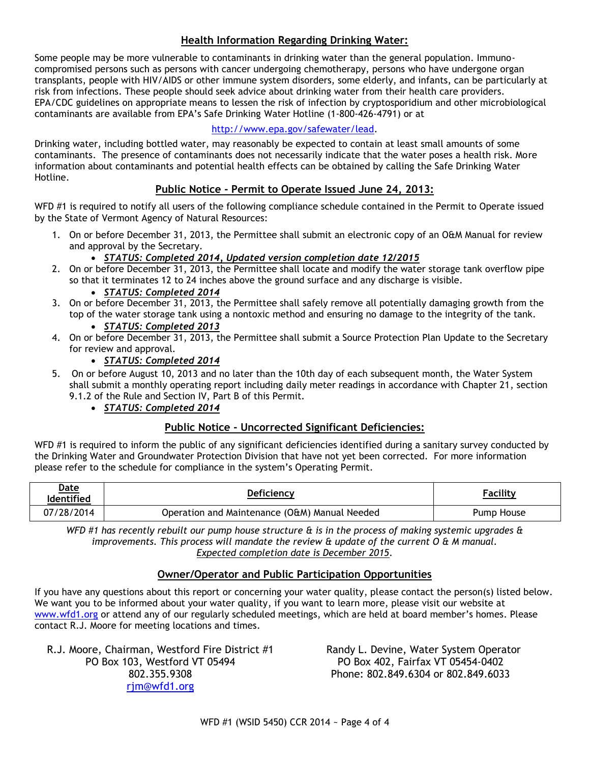## Health Information Regarding Drinking Water:

Some people may be more vulnerable to contaminants in drinking water than the general population. Immuno-compromised persons such as persons with cancer undergoing chemotherapy, persons who have undergone organ transplants, people with HIV/AIDS or other immune system disorders, some elderly, and infants, can be particularly at risk from infections. These people should seek advice about drinking water from their health care providers. EPA/CDC guidelines on appropriate means to lessen the risk of infection by cryptosporidium and other microbiological contaminants are available from EPA's Safe Drinking Water Hotline (1-800-426-4791) or at

http://www.epa.gov/safewater/lead.

Drinking water, including bottled water, may reasonably be expected to contain at least small amounts of some contaminants. The presence of contaminants does not necessarily indicate that the water poses a health risk. More information about contaminants and potential health effects can be obtained by calling the Safe Drinking Water Hotline.

## Public Notice - Permit to Operate Issued June 24, 2013:

WFD #1 is required to notify all users of the following compliance schedule contained in the Permit to Operate issued by the State of Vermont Agency of Natural Resources:

1. On or before December 31, 2013, the Permittee shall submit an electronic copy of an O&M Manual for review and approval by the Secretary.
   - ***STATUS: Completed 2014, Updated version completion date 12/2015***
2. On or before December 31, 2013, the Permittee shall locate and modify the water storage tank overflow pipe so that it terminates 12 to 24 inches above the ground surface and any discharge is visible.
   - ***STATUS: Completed 2014***
3. On or before December 31, 2013, the Permittee shall safely remove all potentially damaging growth from the top of the water storage tank using a nontoxic method and ensuring no damage to the integrity of the tank.
   - ***STATUS: Completed 2013***
4. On or before December 31, 2013, the Permittee shall submit a Source Protection Plan Update to the Secretary for review and approval.
   - ***STATUS: Completed 2014***
5. On or before August 10, 2013 and no later than the 10th day of each subsequent month, the Water System shall submit a monthly operating report including daily meter readings in accordance with Chapter 21, section 9.1.2 of the Rule and Section IV, Part B of this Permit.
   - ***STATUS: Completed 2014***

## Public Notice - Uncorrected Significant Deficiencies:

WFD #1 is required to inform the public of any significant deficiencies identified during a sanitary survey conducted by the Drinking Water and Groundwater Protection Division that have not yet been corrected. For more information please refer to the schedule for compliance in the system's Operating Permit.

| Date Identified | Deficiency | Facility |
|---|---|---|
| 07/28/2014 | Operation and Maintenance (O&M) Manual Needed | Pump House |

*WFD #1 has recently rebuilt our pump house structure & is in the process of making systemic upgrades & improvements. This process will mandate the review & update of the current O & M manual. Expected completion date is December 2015.*

## Owner/Operator and Public Participation Opportunities

If you have any questions about this report or concerning your water quality, please contact the person(s) listed below. We want you to be informed about your water quality, if you want to learn more, please visit our website at www.wfd1.org or attend any of our regularly scheduled meetings, which are held at board member's homes. Please contact R.J. Moore for meeting locations and times.

R.J. Moore, Chairman, Westford Fire District #1
PO Box 103, Westford VT 05494
802.355.9308
rjm@wfd1.org

Randy L. Devine, Water System Operator
PO Box 402, Fairfax VT 05454-0402
Phone: 802.849.6304 or 802.849.6033